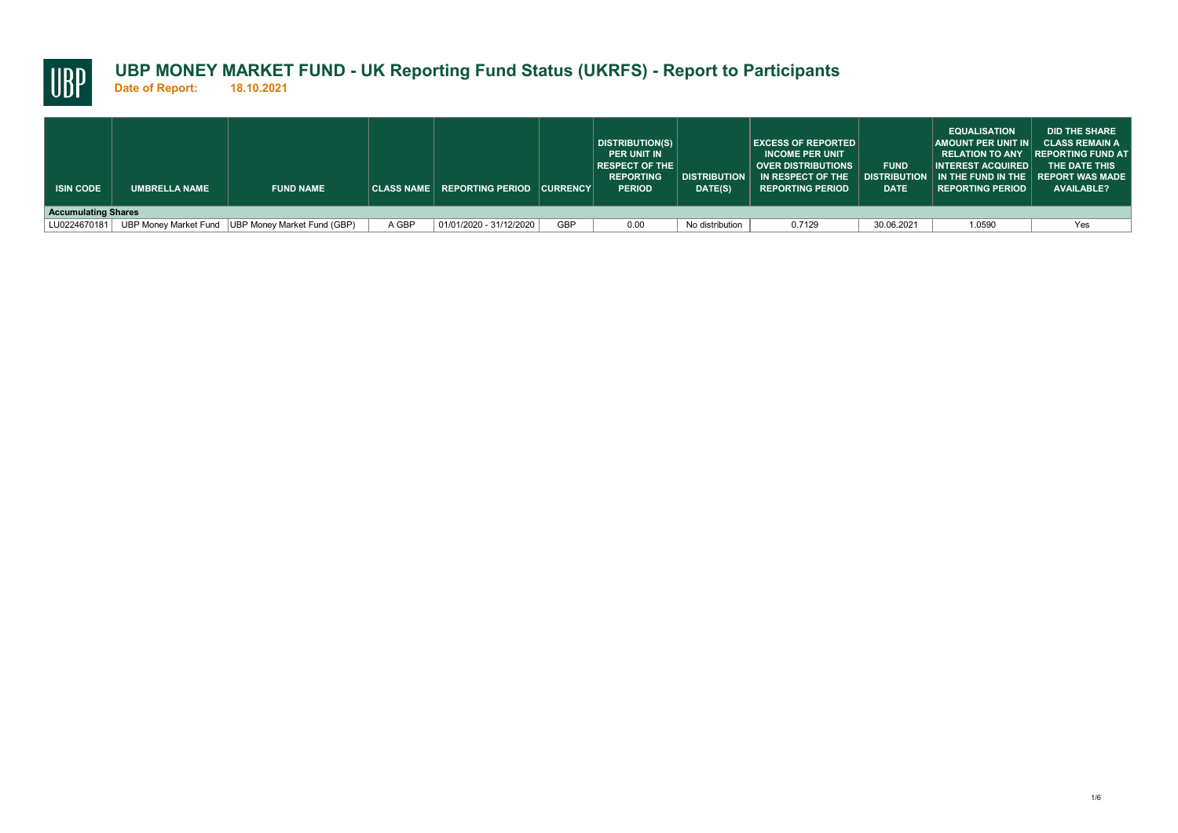# UBP MONEY MARKET FUND - UK Reporting Fund Status (UKRFS) - Report to Participants

**Date of Report: 18.10.2021**

| ISIN CODE | UMBRELLA NAME | FUND NAME | CLASS NAME | REPORTING PERIOD | CURRENCY | DISTRIBUTION(S) PER UNIT IN RESPECT OF THE REPORTING PERIOD | DISTRIBUTION DATE(S) | EXCESS OF REPORTED INCOME PER UNIT OVER DISTRIBUTIONS IN RESPECT OF THE REPORTING PERIOD | FUND DISTRIBUTION DATE | EQUALISATION AMOUNT PER UNIT IN RELATION TO ANY INTEREST ACQUIRED IN THE FUND IN THE REPORTING PERIOD | DID THE SHARE CLASS REMAIN A REPORTING FUND AT THE DATE THIS REPORT WAS MADE AVAILABLE? |
|---|---|---|---|---|---|---|---|---|---|---|---|
| **Accumulating Shares** | | | | | | | | | | | |
| LU0224670181 | UBP Money Market Fund | UBP Money Market Fund (GBP) | A GBP | 01/01/2020 - 31/12/2020 | GBP | 0.00 | No distribution | 0.7129 | 30.06.2021 | 1.0590 | Yes |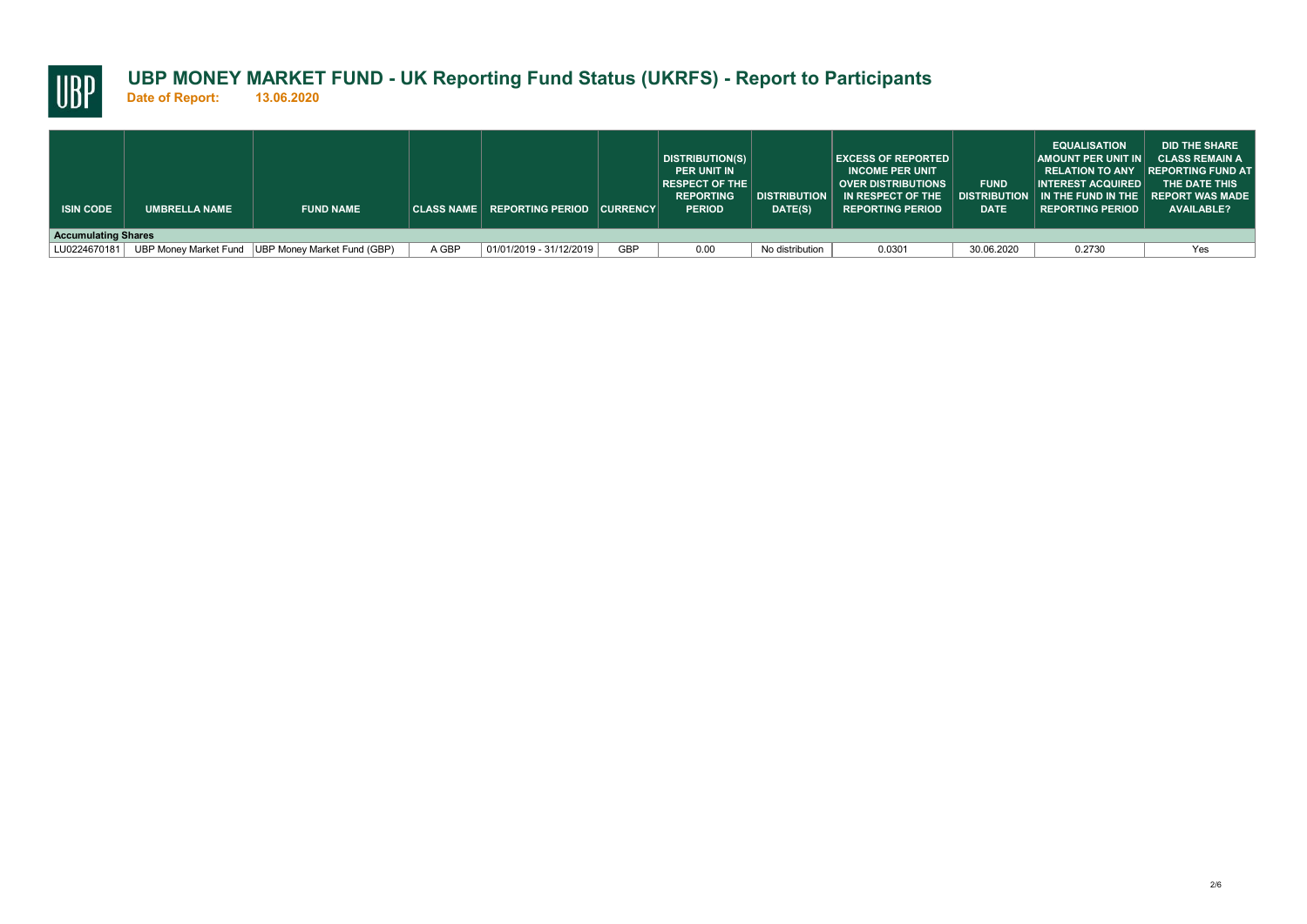# UBP MONEY MARKET FUND - UK Reporting Fund Status (UKRFS) - Report to Participants

**Date of Report: 13.06.2020**

| ISIN CODE | UMBRELLA NAME | FUND NAME | CLASS NAME | REPORTING PERIOD | CURRENCY | DISTRIBUTION(S) PER UNIT IN RESPECT OF THE REPORTING PERIOD | DISTRIBUTION DATE(S) | EXCESS OF REPORTED INCOME PER UNIT OVER DISTRIBUTIONS IN RESPECT OF THE REPORTING PERIOD | FUND DISTRIBUTION DATE | EQUALISATION AMOUNT PER UNIT IN RELATION TO ANY INTEREST ACQUIRED IN THE FUND IN THE REPORTING PERIOD | DID THE SHARE CLASS REMAIN A REPORTING FUND AT THE DATE THIS REPORT WAS MADE AVAILABLE? |
|---|---|---|---|---|---|---|---|---|---|---|---|
| **Accumulating Shares** | | | | | | | | | | | |
| LU0224670181 | UBP Money Market Fund | UBP Money Market Fund (GBP) | A GBP | 01/01/2019 - 31/12/2019 | GBP | 0.00 | No distribution | 0.0301 | 30.06.2020 | 0.2730 | Yes |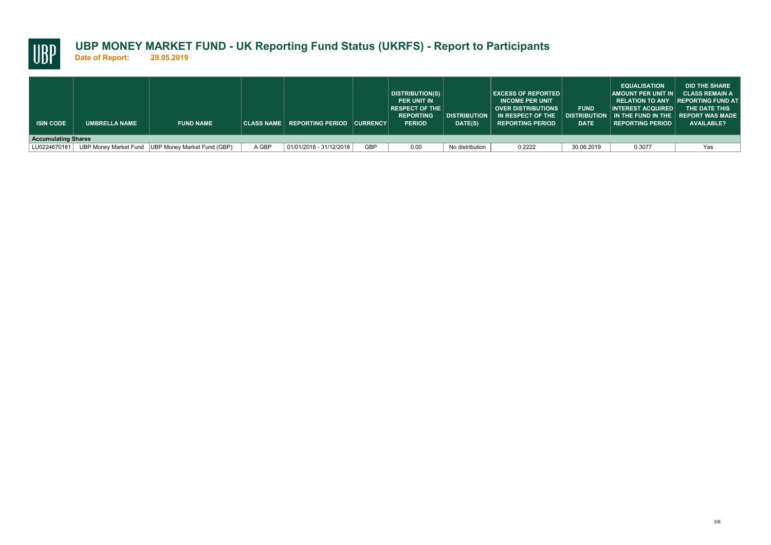# UBP MONEY MARKET FUND - UK Reporting Fund Status (UKRFS) - Report to Participants

**Date of Report: 29.05.2019**

| ISIN CODE | UMBRELLA NAME | FUND NAME | CLASS NAME | REPORTING PERIOD | CURRENCY | DISTRIBUTION(S) PER UNIT IN RESPECT OF THE REPORTING PERIOD | DISTRIBUTION DATE(S) | EXCESS OF REPORTED INCOME PER UNIT OVER DISTRIBUTIONS IN RESPECT OF THE REPORTING PERIOD | FUND DISTRIBUTION DATE | EQUALISATION AMOUNT PER UNIT IN RELATION TO ANY INTEREST ACQUIRED IN THE FUND IN THE REPORTING PERIOD | DID THE SHARE CLASS REMAIN A REPORTING FUND AT THE DATE THIS REPORT WAS MADE AVAILABLE? |
|---|---|---|---|---|---|---|---|---|---|---|---|
| **Accumulating Shares** | | | | | | | | | | | |
| LU0224670181 | UBP Money Market Fund | UBP Money Market Fund (GBP) | A GBP | 01/01/2018 - 31/12/2018 | GBP | 0.00 | No distribution | 0.2222 | 30.06.2019 | 0.3077 | Yes |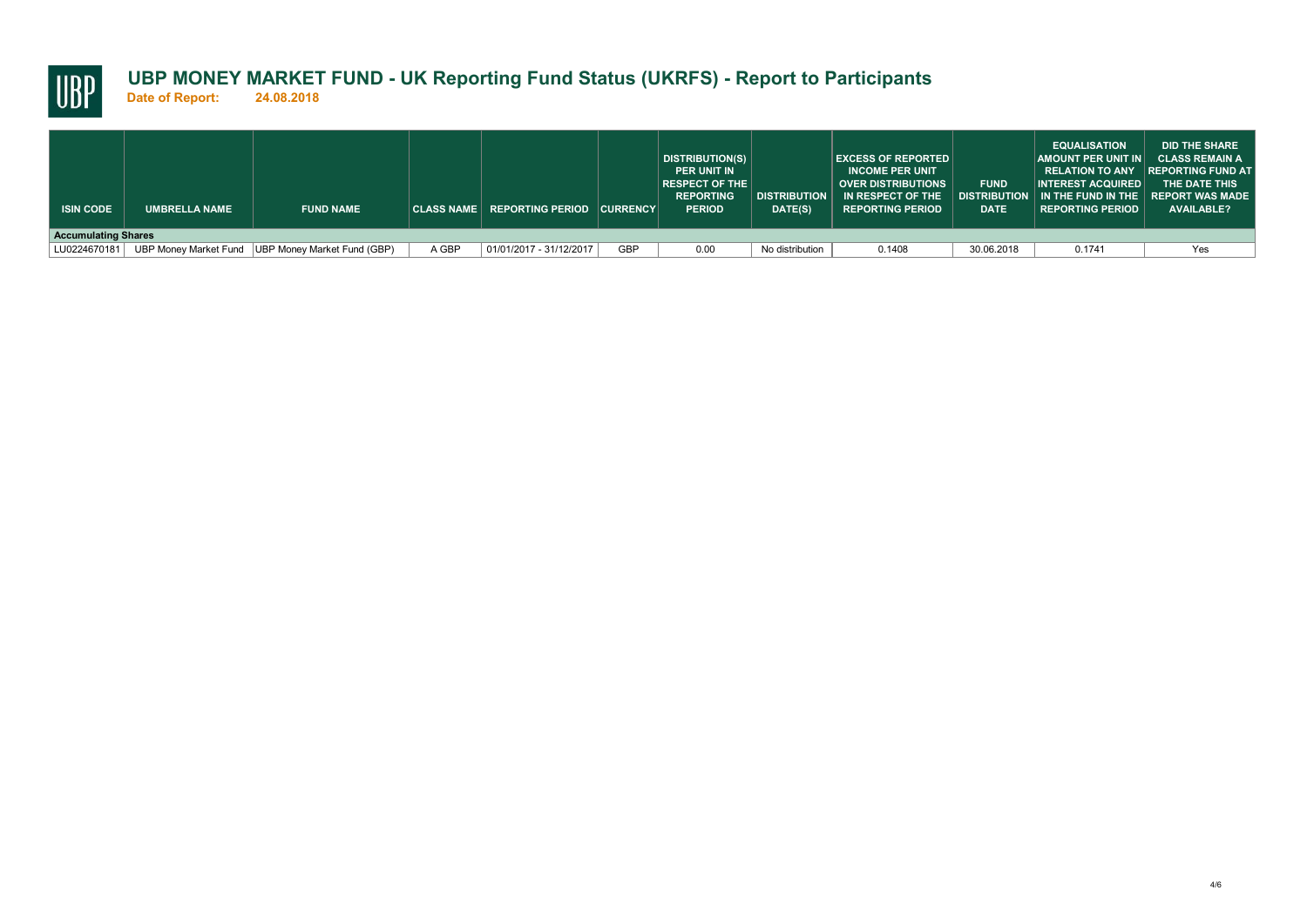# UBP MONEY MARKET FUND - UK Reporting Fund Status (UKRFS) - Report to Participants

**Date of Report: 24.08.2018**

| ISIN CODE | UMBRELLA NAME | FUND NAME | CLASS NAME | REPORTING PERIOD | CURRENCY | DISTRIBUTION(S) PER UNIT IN RESPECT OF THE REPORTING PERIOD | DISTRIBUTION DATE(S) | EXCESS OF REPORTED INCOME PER UNIT OVER DISTRIBUTIONS IN RESPECT OF THE REPORTING PERIOD | FUND DISTRIBUTION DATE | EQUALISATION AMOUNT PER UNIT IN RELATION TO ANY INTEREST ACQUIRED IN THE FUND IN THE REPORTING PERIOD | DID THE SHARE CLASS REMAIN A REPORTING FUND AT THE DATE THIS REPORT WAS MADE AVAILABLE? |
|---|---|---|---|---|---|---|---|---|---|---|---|
| **Accumulating Shares** | | | | | | | | | | | |
| LU0224670181 | UBP Money Market Fund | UBP Money Market Fund (GBP) | A GBP | 01/01/2017 - 31/12/2017 | GBP | 0.00 | No distribution | 0.1408 | 30.06.2018 | 0.1741 | Yes |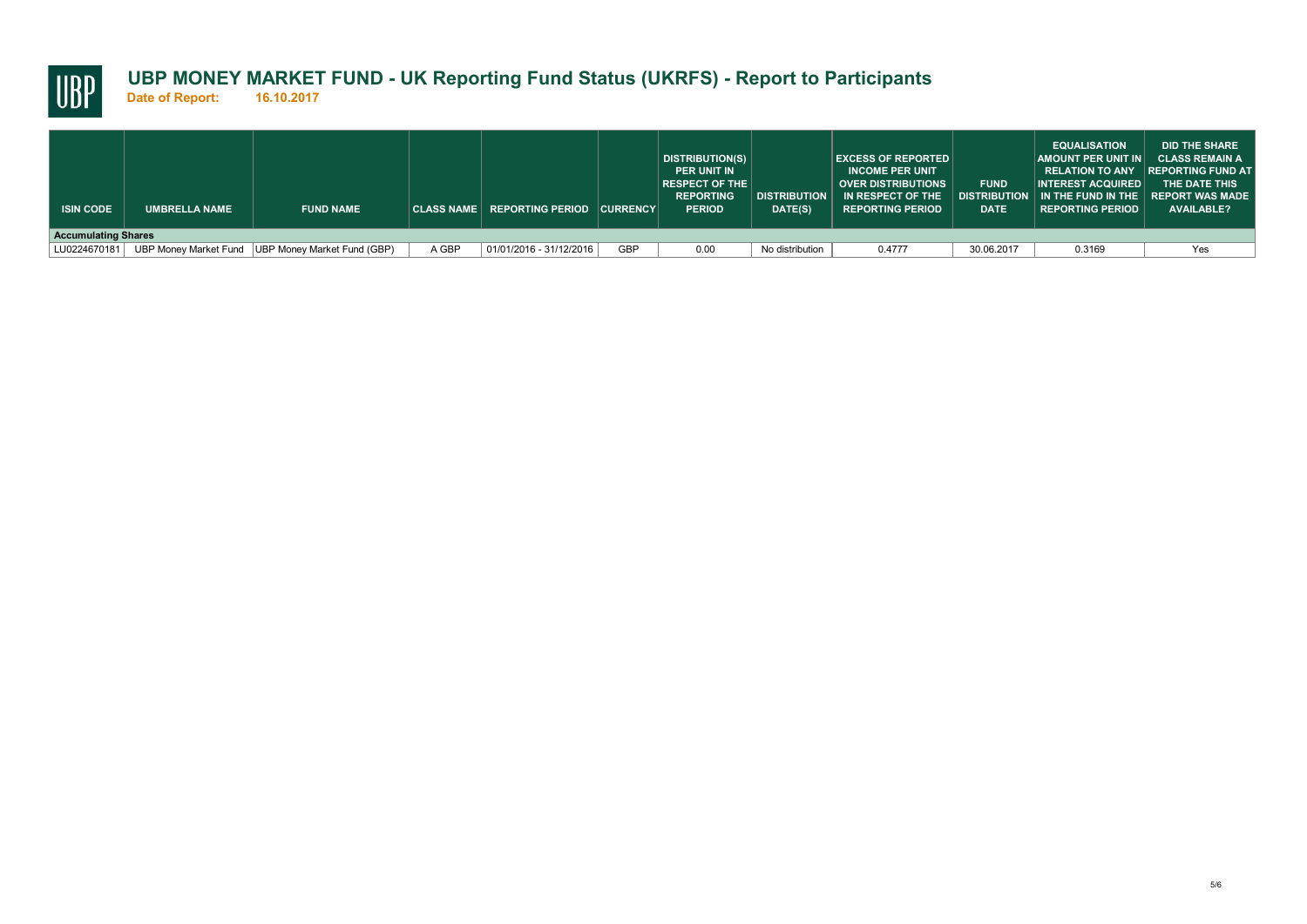# UBP MONEY MARKET FUND - UK Reporting Fund Status (UKRFS) - Report to Participants

**Date of Report: 16.10.2017**

| ISIN CODE | UMBRELLA NAME | FUND NAME | CLASS NAME | REPORTING PERIOD | CURRENCY | DISTRIBUTION(S) PER UNIT IN RESPECT OF THE REPORTING PERIOD | DISTRIBUTION DATE(S) | EXCESS OF REPORTED INCOME PER UNIT OVER DISTRIBUTIONS IN RESPECT OF THE REPORTING PERIOD | FUND DISTRIBUTION DATE | EQUALISATION AMOUNT PER UNIT IN RELATION TO ANY INTEREST ACQUIRED IN THE FUND IN THE REPORTING PERIOD | DID THE SHARE CLASS REMAIN A REPORTING FUND AT THE DATE THIS REPORT WAS MADE AVAILABLE? |
|---|---|---|---|---|---|---|---|---|---|---|---|
| **Accumulating Shares** | | | | | | | | | | | |
| LU0224670181 | UBP Money Market Fund | UBP Money Market Fund (GBP) | A GBP | 01/01/2016 - 31/12/2016 | GBP | 0.00 | No distribution | 0.4777 | 30.06.2017 | 0.3169 | Yes |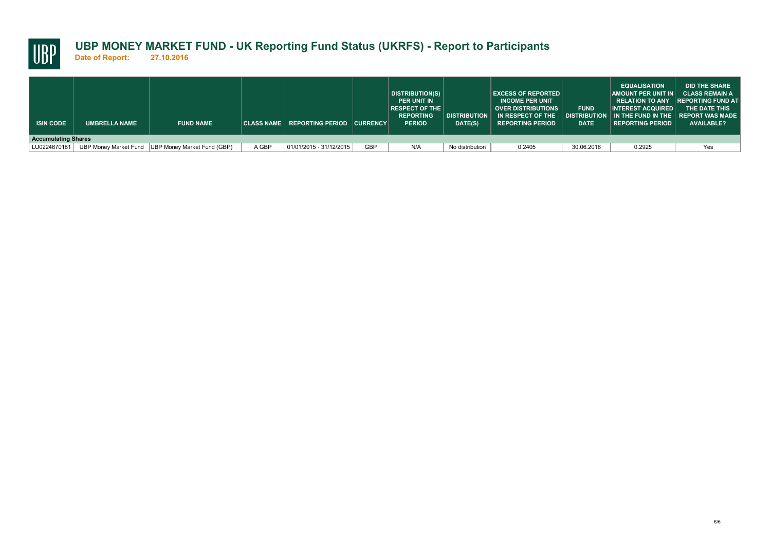# UBP MONEY MARKET FUND - UK Reporting Fund Status (UKRFS) - Report to Participants

**Date of Report: 27.10.2016**

| ISIN CODE | UMBRELLA NAME | FUND NAME | CLASS NAME | REPORTING PERIOD | CURRENCY | DISTRIBUTION(S) PER UNIT IN RESPECT OF THE REPORTING PERIOD | DISTRIBUTION DATE(S) | EXCESS OF REPORTED INCOME PER UNIT OVER DISTRIBUTIONS IN RESPECT OF THE REPORTING PERIOD | FUND DISTRIBUTION DATE | EQUALISATION AMOUNT PER UNIT IN RELATION TO ANY INTEREST ACQUIRED IN THE FUND IN THE REPORTING PERIOD | DID THE SHARE CLASS REMAIN A REPORTING FUND AT THE DATE THIS REPORT WAS MADE AVAILABLE? |
|---|---|---|---|---|---|---|---|---|---|---|---|
| **Accumulating Shares** | | | | | | | | | | | |
| LU0224670181 | UBP Money Market Fund | UBP Money Market Fund (GBP) | A GBP | 01/01/2015 - 31/12/2015 | GBP | N/A | No distribution | 0.2405 | 30.06.2016 | 0.2925 | Yes |